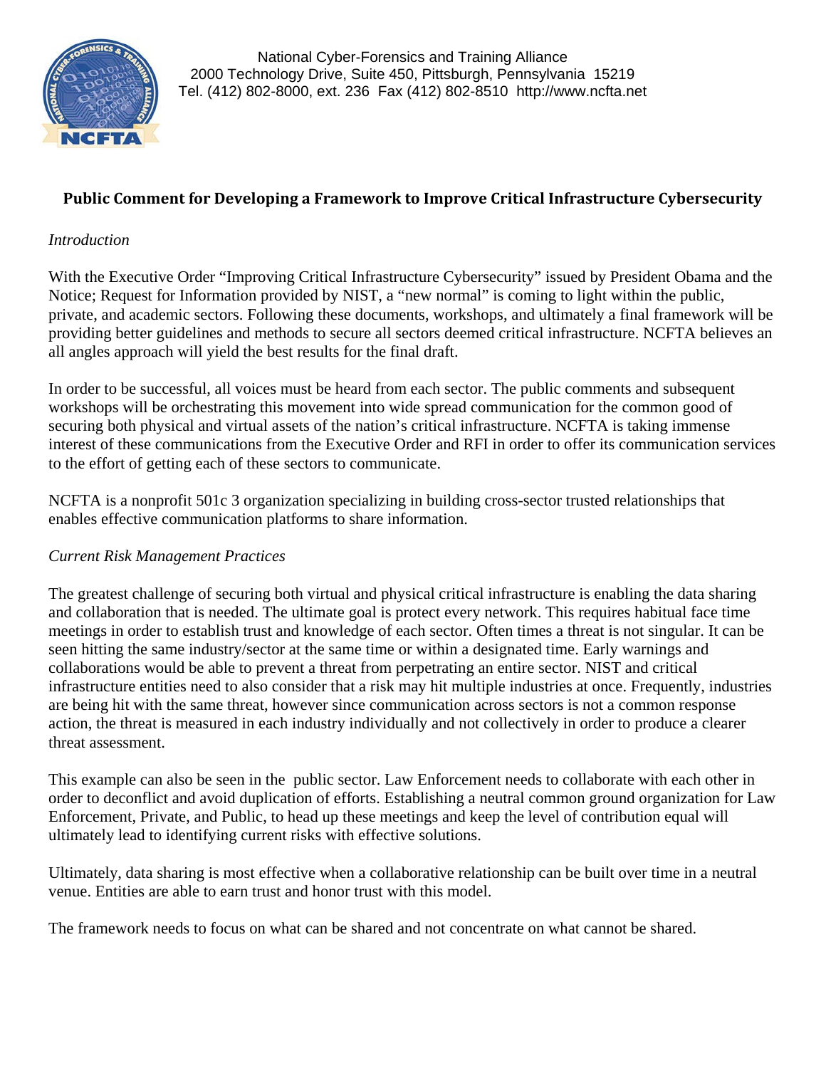National Cyber-Forensics and Training Alliance
2000 Technology Drive, Suite 450, Pittsburgh, Pennsylvania 15219
Tel. (412) 802-8000, ext. 236 Fax (412) 802-8510 http://www.ncfta.net

## Public Comment for Developing a Framework to Improve Critical Infrastructure Cybersecurity

*Introduction*

With the Executive Order "Improving Critical Infrastructure Cybersecurity" issued by President Obama and the Notice; Request for Information provided by NIST, a "new normal" is coming to light within the public, private, and academic sectors. Following these documents, workshops, and ultimately a final framework will be providing better guidelines and methods to secure all sectors deemed critical infrastructure. NCFTA believes an all angles approach will yield the best results for the final draft.

In order to be successful, all voices must be heard from each sector. The public comments and subsequent workshops will be orchestrating this movement into wide spread communication for the common good of securing both physical and virtual assets of the nation's critical infrastructure. NCFTA is taking immense interest of these communications from the Executive Order and RFI in order to offer its communication services to the effort of getting each of these sectors to communicate.

NCFTA is a nonprofit 501c 3 organization specializing in building cross-sector trusted relationships that enables effective communication platforms to share information.

*Current Risk Management Practices*

The greatest challenge of securing both virtual and physical critical infrastructure is enabling the data sharing and collaboration that is needed. The ultimate goal is protect every network. This requires habitual face time meetings in order to establish trust and knowledge of each sector. Often times a threat is not singular. It can be seen hitting the same industry/sector at the same time or within a designated time. Early warnings and collaborations would be able to prevent a threat from perpetrating an entire sector. NIST and critical infrastructure entities need to also consider that a risk may hit multiple industries at once. Frequently, industries are being hit with the same threat, however since communication across sectors is not a common response action, the threat is measured in each industry individually and not collectively in order to produce a clearer threat assessment.

This example can also be seen in the public sector. Law Enforcement needs to collaborate with each other in order to deconflict and avoid duplication of efforts. Establishing a neutral common ground organization for Law Enforcement, Private, and Public, to head up these meetings and keep the level of contribution equal will ultimately lead to identifying current risks with effective solutions.

Ultimately, data sharing is most effective when a collaborative relationship can be built over time in a neutral venue. Entities are able to earn trust and honor trust with this model.

The framework needs to focus on what can be shared and not concentrate on what cannot be shared.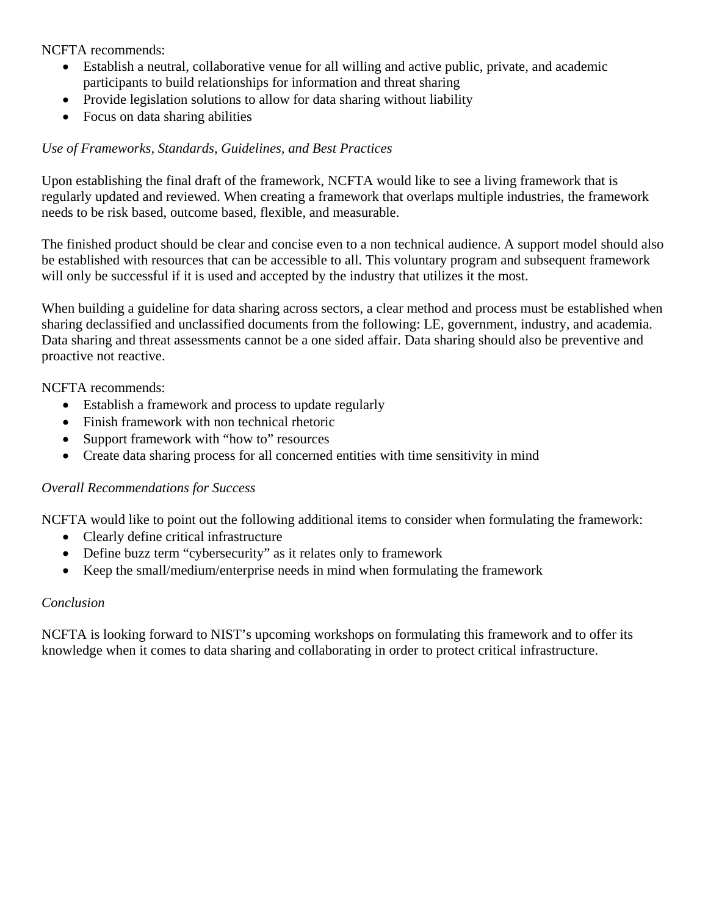NCFTA recommends:

- Establish a neutral, collaborative venue for all willing and active public, private, and academic participants to build relationships for information and threat sharing
- Provide legislation solutions to allow for data sharing without liability
- Focus on data sharing abilities

*Use of Frameworks, Standards, Guidelines, and Best Practices*

Upon establishing the final draft of the framework, NCFTA would like to see a living framework that is regularly updated and reviewed. When creating a framework that overlaps multiple industries, the framework needs to be risk based, outcome based, flexible, and measurable.

The finished product should be clear and concise even to a non technical audience. A support model should also be established with resources that can be accessible to all. This voluntary program and subsequent framework will only be successful if it is used and accepted by the industry that utilizes it the most.

When building a guideline for data sharing across sectors, a clear method and process must be established when sharing declassified and unclassified documents from the following: LE, government, industry, and academia. Data sharing and threat assessments cannot be a one sided affair. Data sharing should also be preventive and proactive not reactive.

NCFTA recommends:

- Establish a framework and process to update regularly
- Finish framework with non technical rhetoric
- Support framework with "how to" resources
- Create data sharing process for all concerned entities with time sensitivity in mind

*Overall Recommendations for Success*

NCFTA would like to point out the following additional items to consider when formulating the framework:

- Clearly define critical infrastructure
- Define buzz term "cybersecurity" as it relates only to framework
- Keep the small/medium/enterprise needs in mind when formulating the framework

*Conclusion*

NCFTA is looking forward to NIST's upcoming workshops on formulating this framework and to offer its knowledge when it comes to data sharing and collaborating in order to protect critical infrastructure.